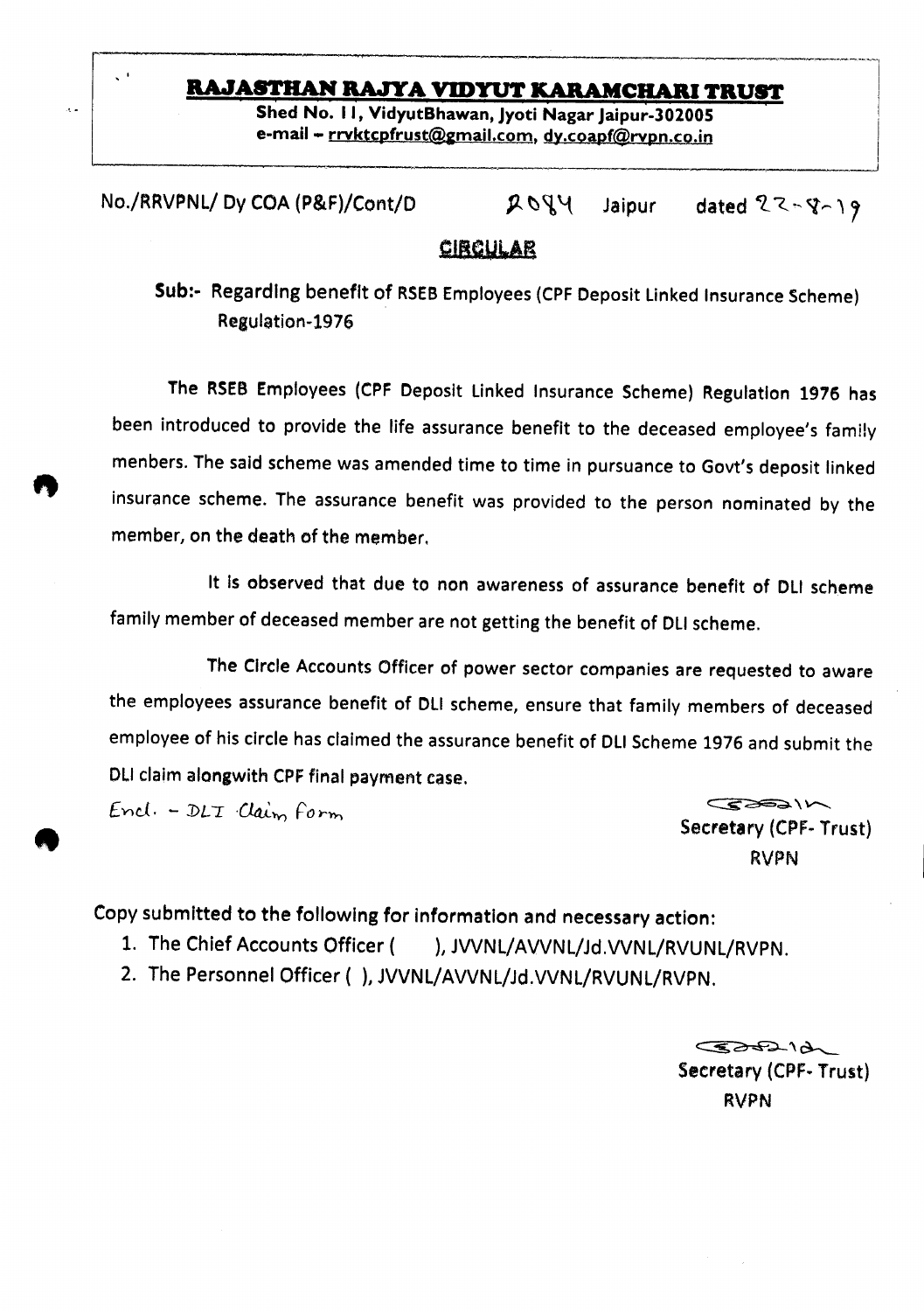# RAJASTHAN RAJYA VIDYUT KARAMCHARI TRUST

**Shed No. 11, VidyutBhawan, Jyoti Nagar Jaipur-302005**
**e-mail – rrvktcpfrust@gmail.com, dy.coapf@rvpn.co.in**

No./RRVPNL/ Dy COA (P&F)/Cont/D 2084 Jaipur dated 22-8-19

## CIRCULAR

**Sub:- Regarding benefit of RSEB Employees (CPF Deposit Linked Insurance Scheme) Regulation-1976**

The RSEB Employees (CPF Deposit Linked Insurance Scheme) Regulation 1976 has been introduced to provide the life assurance benefit to the deceased employee's family menbers. The said scheme was amended time to time in pursuance to Govt's deposit linked insurance scheme. The assurance benefit was provided to the person nominated by the member, on the death of the member.

It is observed that due to non awareness of assurance benefit of DLI scheme family member of deceased member are not getting the benefit of DLI scheme.

The Circle Accounts Officer of power sector companies are requested to aware the employees assurance benefit of DLI scheme, ensure that family members of deceased employee of his circle has claimed the assurance benefit of DLI Scheme 1976 and submit the DLI claim alongwith CPF final payment case.

Encl. - DLI Claim Form

Secretary (CPF- Trust)
RVPN

Copy submitted to the following for information and necessary action:

1. The Chief Accounts Officer (  ), JVVNL/AVVNL/Jd.VVNL/RVUNL/RVPN.
2. The Personnel Officer ( ), JVVNL/AVVNL/Jd.VVNL/RVUNL/RVPN.

Secretary (CPF- Trust)
RVPN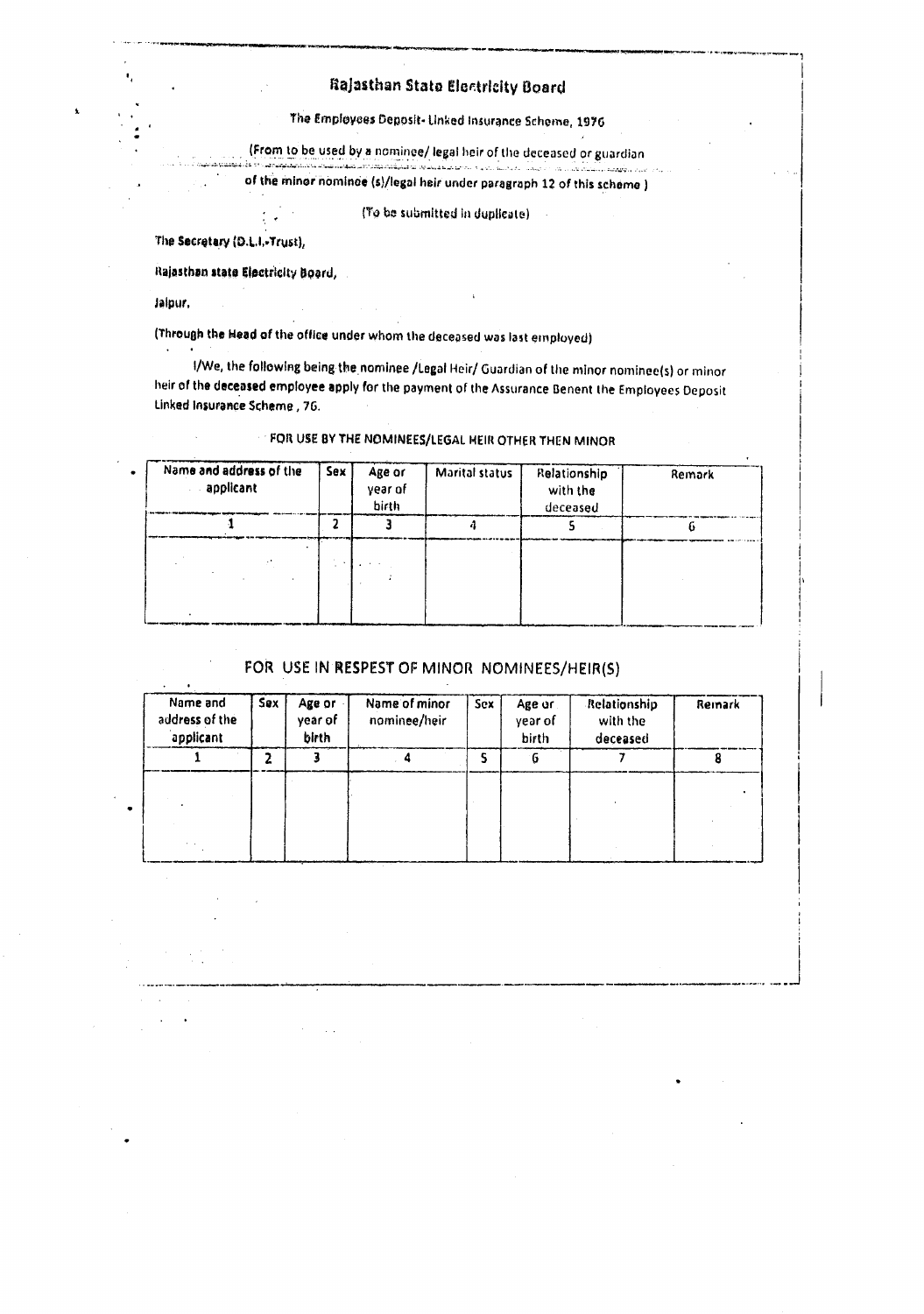# Rajasthan State Electricity Board

The Employees Deposit- Linked Insurance Scheme, 1976

(From to be used by a nominee/ legal heir of the deceased or guardian

of the minor nominee (s)/legal heir under paragraph 12 of this scheme )

(To be submitted in duplicate)

The Secretary (D.L.I.-Trust),

Rajasthan state Electricity Board,

Jaipur,

(Through the Head of the office under whom the deceased was last employed)

I/We, the following being the nominee /Legal Heir/ Guardian of the minor nominee(s) or minor heir of the deceased employee apply for the payment of the Assurance Benent the Employees Deposit Linked Insurance Scheme , 76.

FOR USE BY THE NOMINEES/LEGAL HEIR OTHER THEN MINOR

| Name and address of the applicant | Sex | Age or year of birth | Marital status | Relationship with the deceased | Remark |
|---|---|---|---|---|---|
| 1 | 2 | 3 | 4 | 5 | 6 |
| | | | | | |

## FOR USE IN RESPEST OF MINOR NOMINEES/HEIR(S)

| Name and address of the applicant | Sex | Age or year of birth | Name of minor nominee/heir | Sex | Age or year of birth | Relationship with the deceased | Remark |
|---|---|---|---|---|---|---|---|
| 1 | 2 | 3 | 4 | 5 | 6 | 7 | 8 |
| | | | | | | | |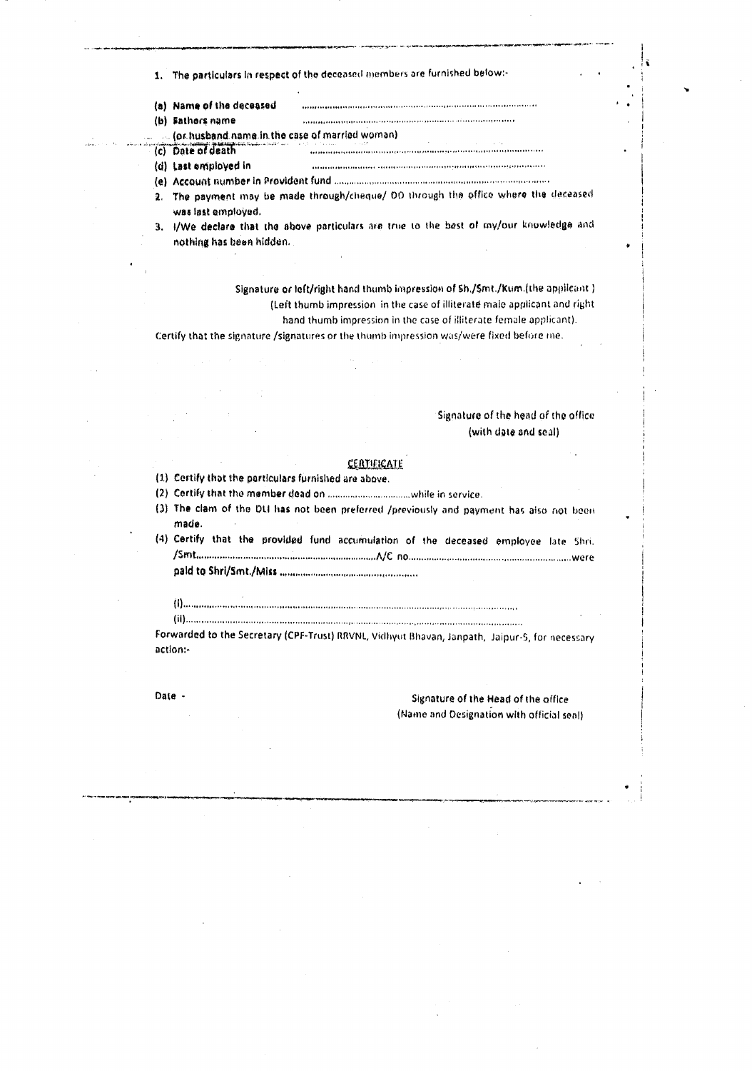1. The particulars in respect of the deceased members are furnished below:-

(a) Name of the deceased ..............................................................................................

(b) Fathers name ..............................................................................................

(or husband name in the case of married woman)

(c) Date of death ..............................................................................................

(d) Last employed in ..............................................................................................

(e) Account number in Provident fund ..............................................................................................

2. The payment may be made through/cheque/ DD through the office where the deceased was last employed.
3. I/We declare that the above particulars are true to the best of my/our knowledge and nothing has been hidden.

Signature or left/right hand thumb impression of Sh./Smt./Kum.(the applicant )
(Left thumb impression in the case of illiterate male applicant and right hand thumb impression in the case of illiterate female applicant).

Certify that the signature /signatures or the thumb impression was/were fixed before me.

Signature of the head of the office
(with date and seal)

## CERTIFICATE

(1) Certify that the particulars furnished are above.

(2) Certify that the member dead on ................................while in service.

(3) The clam of the DLI has not been preferred /previously and payment has also not been made.

(4) Certify that the provided fund accumulation of the deceased employee late Shri. /Smt...................................................................A/C no............................................................were paid to Shri/Smt./Miss ...................................................

(i)..............................................................................................................................

(ii)..............................................................................................................................

Forwarded to the Secretary (CPF-Trust) RRVNL, Vidhyut Bhavan, Janpath, Jaipur-5, for necessary action:-

Date -

Signature of the Head of the office
(Name and Designation with official seal)